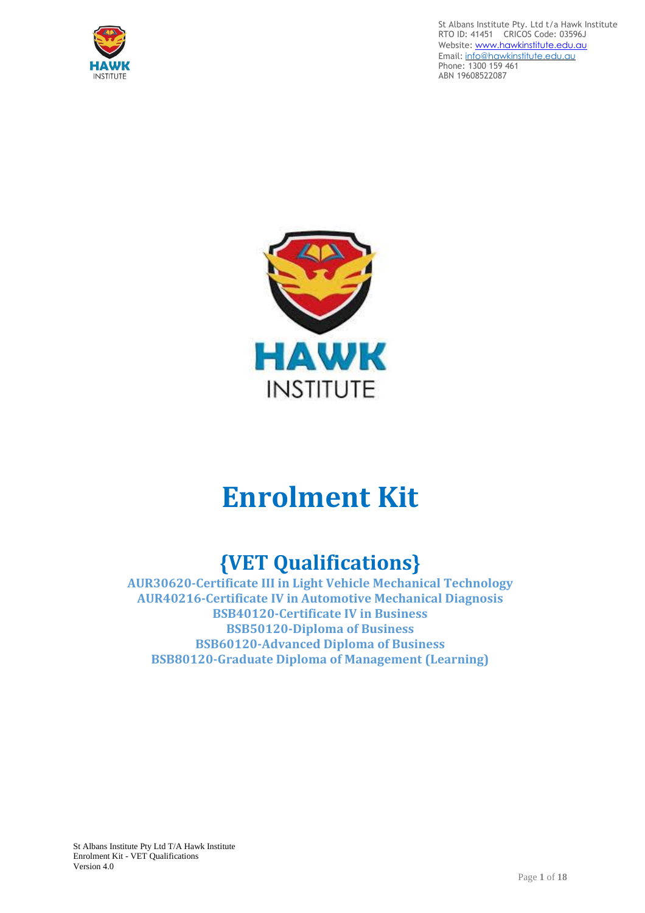St Albans Institute Pty. Ltd t/a Hawk Institute
RTO ID: 41451 CRICOS Code: 03596J
Website: www.hawkinstitute.edu.au
Email: info@hawkinstitute.edu.au
Phone: 1300 159 461
ABN 19608522087

# Enrolment Kit

## {VET Qualifications}

**AUR30620-Certificate III in Light Vehicle Mechanical Technology**
**AUR40216-Certificate IV in Automotive Mechanical Diagnosis**
**BSB40120-Certificate IV in Business**
**BSB50120-Diploma of Business**
**BSB60120-Advanced Diploma of Business**
**BSB80120-Graduate Diploma of Management (Learning)**

St Albans Institute Pty Ltd T/A Hawk Institute
Enrolment Kit - VET Qualifications
Version 4.0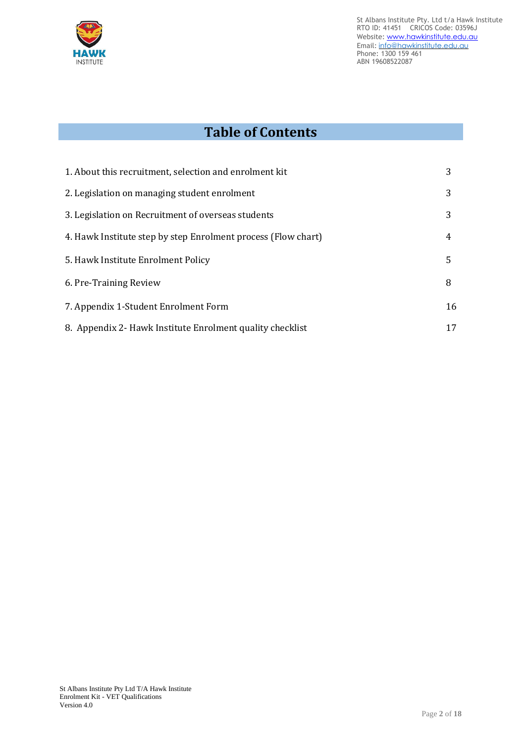# Table of Contents

| | |
|---|---|
| 1. About this recruitment, selection and enrolment kit | 3 |
| 2. Legislation on managing student enrolment | 3 |
| 3. Legislation on Recruitment of overseas students | 3 |
| 4. Hawk Institute step by step Enrolment process (Flow chart) | 4 |
| 5. Hawk Institute Enrolment Policy | 5 |
| 6. Pre-Training Review | 8 |
| 7. Appendix 1-Student Enrolment Form | 16 |
| 8. Appendix 2- Hawk Institute Enrolment quality checklist | 17 |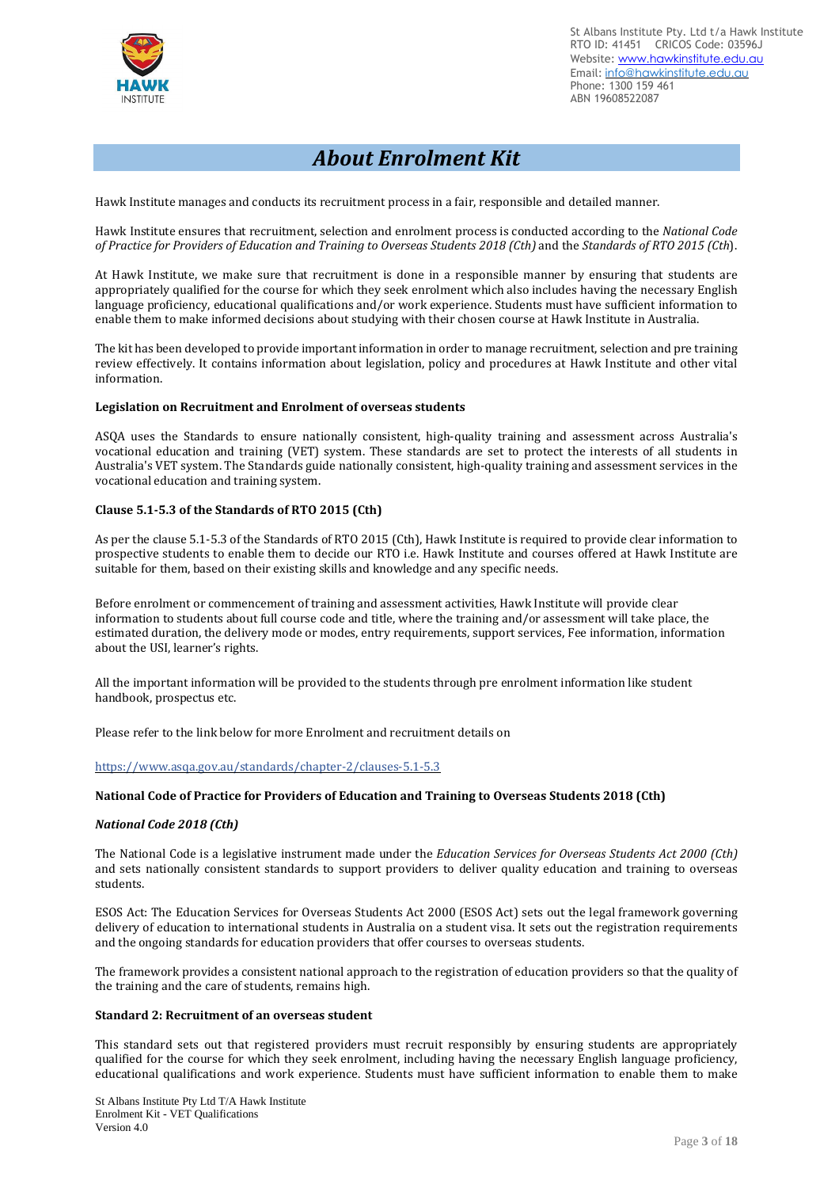# About Enrolment Kit

Hawk Institute manages and conducts its recruitment process in a fair, responsible and detailed manner.

Hawk Institute ensures that recruitment, selection and enrolment process is conducted according to the *National Code of Practice for Providers of Education and Training to Overseas Students 2018 (Cth)* and the *Standards of RTO 2015 (Cth*).

At Hawk Institute, we make sure that recruitment is done in a responsible manner by ensuring that students are appropriately qualified for the course for which they seek enrolment which also includes having the necessary English language proficiency, educational qualifications and/or work experience. Students must have sufficient information to enable them to make informed decisions about studying with their chosen course at Hawk Institute in Australia.

The kit has been developed to provide important information in order to manage recruitment, selection and pre training review effectively. It contains information about legislation, policy and procedures at Hawk Institute and other vital information.

**Legislation on Recruitment and Enrolment of overseas students**

ASQA uses the Standards to ensure nationally consistent, high-quality training and assessment across Australia's vocational education and training (VET) system. These standards are set to protect the interests of all students in Australia's VET system. The Standards guide nationally consistent, high-quality training and assessment services in the vocational education and training system.

**Clause 5.1-5.3 of the Standards of RTO 2015 (Cth)**

As per the clause 5.1-5.3 of the Standards of RTO 2015 (Cth), Hawk Institute is required to provide clear information to prospective students to enable them to decide our RTO i.e. Hawk Institute and courses offered at Hawk Institute are suitable for them, based on their existing skills and knowledge and any specific needs.

Before enrolment or commencement of training and assessment activities, Hawk Institute will provide clear information to students about full course code and title, where the training and/or assessment will take place, the estimated duration, the delivery mode or modes, entry requirements, support services, Fee information, information about the USI, learner's rights.

All the important information will be provided to the students through pre enrolment information like student handbook, prospectus etc.

Please refer to the link below for more Enrolment and recruitment details on

https://www.asqa.gov.au/standards/chapter-2/clauses-5.1-5.3

**National Code of Practice for Providers of Education and Training to Overseas Students 2018 (Cth)**

***National Code 2018 (Cth)***

The National Code is a legislative instrument made under the *Education Services for Overseas Students Act 2000 (Cth)* and sets nationally consistent standards to support providers to deliver quality education and training to overseas students.

ESOS Act: The Education Services for Overseas Students Act 2000 (ESOS Act) sets out the legal framework governing delivery of education to international students in Australia on a student visa. It sets out the registration requirements and the ongoing standards for education providers that offer courses to overseas students.

The framework provides a consistent national approach to the registration of education providers so that the quality of the training and the care of students, remains high.

**Standard 2: Recruitment of an overseas student**

This standard sets out that registered providers must recruit responsibly by ensuring students are appropriately qualified for the course for which they seek enrolment, including having the necessary English language proficiency, educational qualifications and work experience. Students must have sufficient information to enable them to make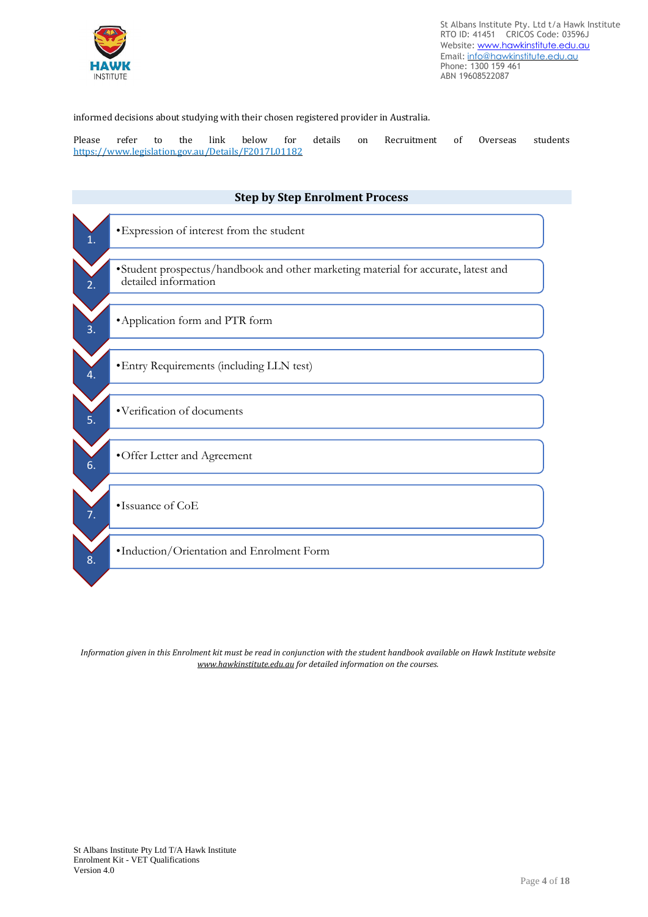informed decisions about studying with their chosen registered provider in Australia.

Please refer to the link below for details on Recruitment of Overseas students https://www.legislation.gov.au/Details/F2017L01182

## Step by Step Enrolment Process

1. Expression of interest from the student
2. Student prospectus/handbook and other marketing material for accurate, latest and detailed information
3. Application form and PTR form
4. Entry Requirements (including LLN test)
5. Verification of documents
6. Offer Letter and Agreement
7. Issuance of CoE
8. Induction/Orientation and Enrolment Form

*Information given in this Enrolment kit must be read in conjunction with the student handbook available on Hawk Institute website www.hawkinstitute.edu.au for detailed information on the courses.*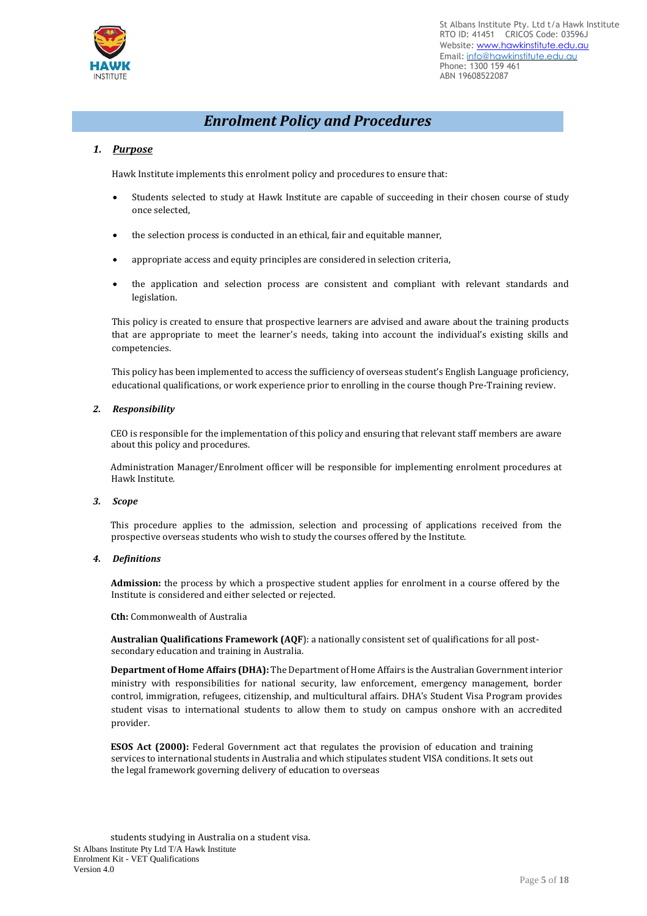# *Enrolment Policy and Procedures*

## 1. ***Purpose***

Hawk Institute implements this enrolment policy and procedures to ensure that:

- Students selected to study at Hawk Institute are capable of succeeding in their chosen course of study once selected,
- the selection process is conducted in an ethical, fair and equitable manner,
- appropriate access and equity principles are considered in selection criteria,
- the application and selection process are consistent and compliant with relevant standards and legislation.

This policy is created to ensure that prospective learners are advised and aware about the training products that are appropriate to meet the learner's needs, taking into account the individual's existing skills and competencies.

This policy has been implemented to access the sufficiency of overseas student's English Language proficiency, educational qualifications, or work experience prior to enrolling in the course though Pre-Training review.

## 2. *Responsibility*

CEO is responsible for the implementation of this policy and ensuring that relevant staff members are aware about this policy and procedures.

Administration Manager/Enrolment officer will be responsible for implementing enrolment procedures at Hawk Institute.

## 3. *Scope*

This procedure applies to the admission, selection and processing of applications received from the prospective overseas students who wish to study the courses offered by the Institute.

## 4. *Definitions*

**Admission:** the process by which a prospective student applies for enrolment in a course offered by the Institute is considered and either selected or rejected.

**Cth:** Commonwealth of Australia

**Australian Qualifications Framework (AQF**): a nationally consistent set of qualifications for all post-secondary education and training in Australia.

**Department of Home Affairs (DHA):** The Department of Home Affairs is the Australian Government interior ministry with responsibilities for national security, law enforcement, emergency management, border control, immigration, refugees, citizenship, and multicultural affairs. DHA's Student Visa Program provides student visas to international students to allow them to study on campus onshore with an accredited provider.

**ESOS Act (2000):** Federal Government act that regulates the provision of education and training services to international students in Australia and which stipulates student VISA conditions. It sets out the legal framework governing delivery of education to overseas students studying in Australia on a student visa.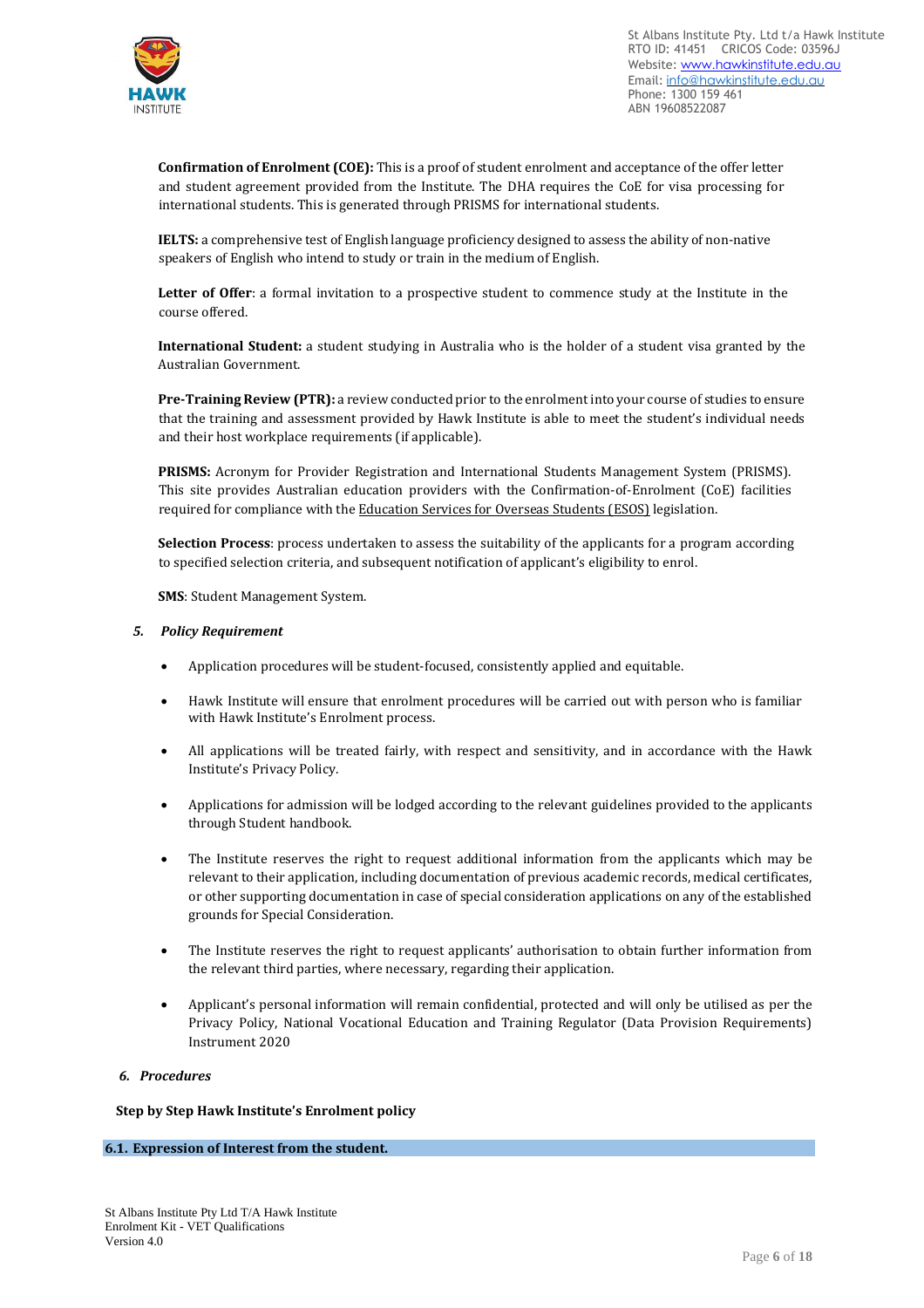**Confirmation of Enrolment (COE):** This is a proof of student enrolment and acceptance of the offer letter and student agreement provided from the Institute. The DHA requires the CoE for visa processing for international students. This is generated through PRISMS for international students.

**IELTS:** a comprehensive test of English language proficiency designed to assess the ability of non-native speakers of English who intend to study or train in the medium of English.

**Letter of Offer**: a formal invitation to a prospective student to commence study at the Institute in the course offered.

**International Student:** a student studying in Australia who is the holder of a student visa granted by the Australian Government.

**Pre-Training Review (PTR):** a review conducted prior to the enrolment into your course of studies to ensure that the training and assessment provided by Hawk Institute is able to meet the student's individual needs and their host workplace requirements (if applicable).

**PRISMS:** Acronym for Provider Registration and International Students Management System (PRISMS). This site provides Australian education providers with the Confirmation-of-Enrolment (CoE) facilities required for compliance with the Education Services for Overseas Students (ESOS) legislation.

**Selection Process**: process undertaken to assess the suitability of the applicants for a program according to specified selection criteria, and subsequent notification of applicant's eligibility to enrol.

**SMS**: Student Management System.

### *5. Policy Requirement*

- Application procedures will be student-focused, consistently applied and equitable.
- Hawk Institute will ensure that enrolment procedures will be carried out with person who is familiar with Hawk Institute's Enrolment process.
- All applications will be treated fairly, with respect and sensitivity, and in accordance with the Hawk Institute's Privacy Policy.
- Applications for admission will be lodged according to the relevant guidelines provided to the applicants through Student handbook.
- The Institute reserves the right to request additional information from the applicants which may be relevant to their application, including documentation of previous academic records, medical certificates, or other supporting documentation in case of special consideration applications on any of the established grounds for Special Consideration.
- The Institute reserves the right to request applicants' authorisation to obtain further information from the relevant third parties, where necessary, regarding their application.
- Applicant's personal information will remain confidential, protected and will only be utilised as per the Privacy Policy, National Vocational Education and Training Regulator (Data Provision Requirements) Instrument 2020

### *6. Procedures*

**Step by Step Hawk Institute's Enrolment policy**

**6.1. Expression of Interest from the student.**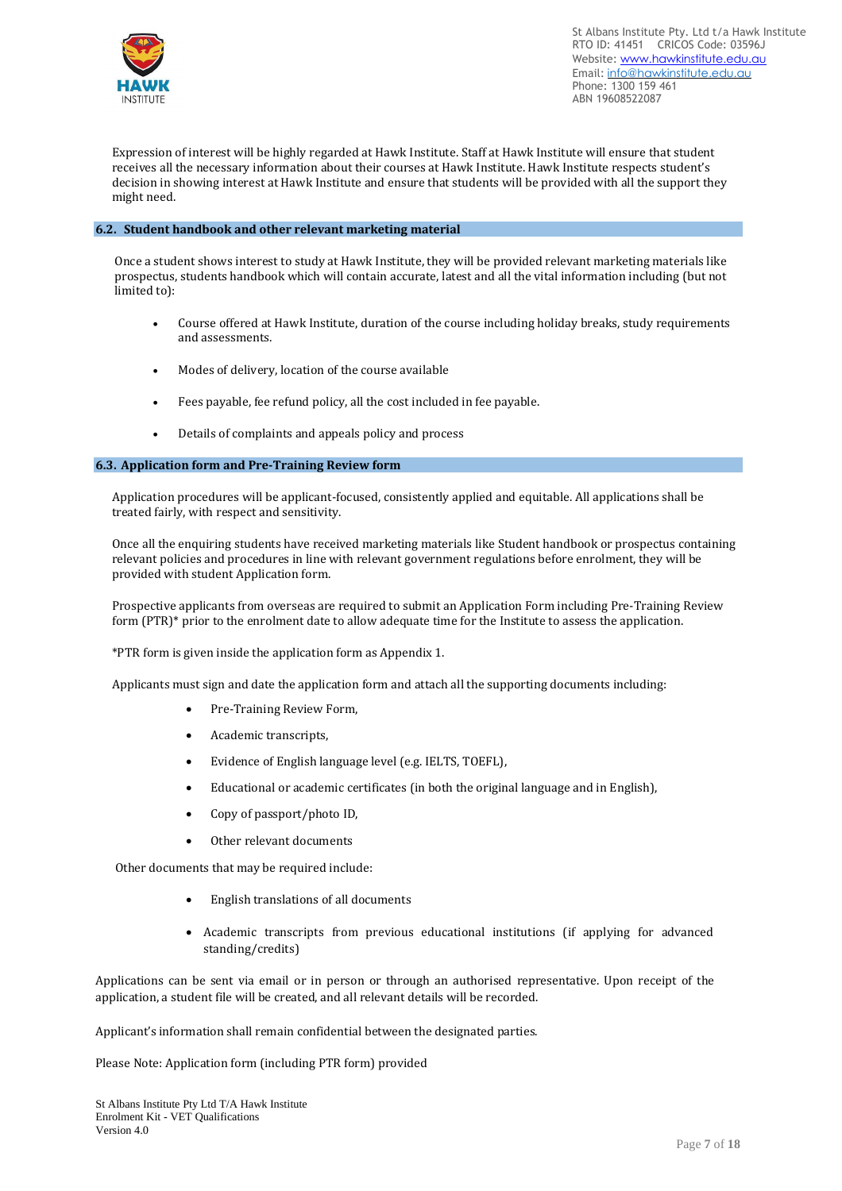Expression of interest will be highly regarded at Hawk Institute. Staff at Hawk Institute will ensure that student receives all the necessary information about their courses at Hawk Institute. Hawk Institute respects student's decision in showing interest at Hawk Institute and ensure that students will be provided with all the support they might need.

## 6.2. Student handbook and other relevant marketing material

Once a student shows interest to study at Hawk Institute, they will be provided relevant marketing materials like prospectus, students handbook which will contain accurate, latest and all the vital information including (but not limited to):

- Course offered at Hawk Institute, duration of the course including holiday breaks, study requirements and assessments.
- Modes of delivery, location of the course available
- Fees payable, fee refund policy, all the cost included in fee payable.
- Details of complaints and appeals policy and process

## 6.3. Application form and Pre-Training Review form

Application procedures will be applicant-focused, consistently applied and equitable. All applications shall be treated fairly, with respect and sensitivity.

Once all the enquiring students have received marketing materials like Student handbook or prospectus containing relevant policies and procedures in line with relevant government regulations before enrolment, they will be provided with student Application form.

Prospective applicants from overseas are required to submit an Application Form including Pre-Training Review form (PTR)* prior to the enrolment date to allow adequate time for the Institute to assess the application.

*PTR form is given inside the application form as Appendix 1.

Applicants must sign and date the application form and attach all the supporting documents including:

- Pre-Training Review Form,
- Academic transcripts,
- Evidence of English language level (e.g. IELTS, TOEFL),
- Educational or academic certificates (in both the original language and in English),
- Copy of passport/photo ID,
- Other relevant documents

Other documents that may be required include:

- English translations of all documents
- Academic transcripts from previous educational institutions (if applying for advanced standing/credits)

Applications can be sent via email or in person or through an authorised representative. Upon receipt of the application, a student file will be created, and all relevant details will be recorded.

Applicant's information shall remain confidential between the designated parties.

Please Note: Application form (including PTR form) provided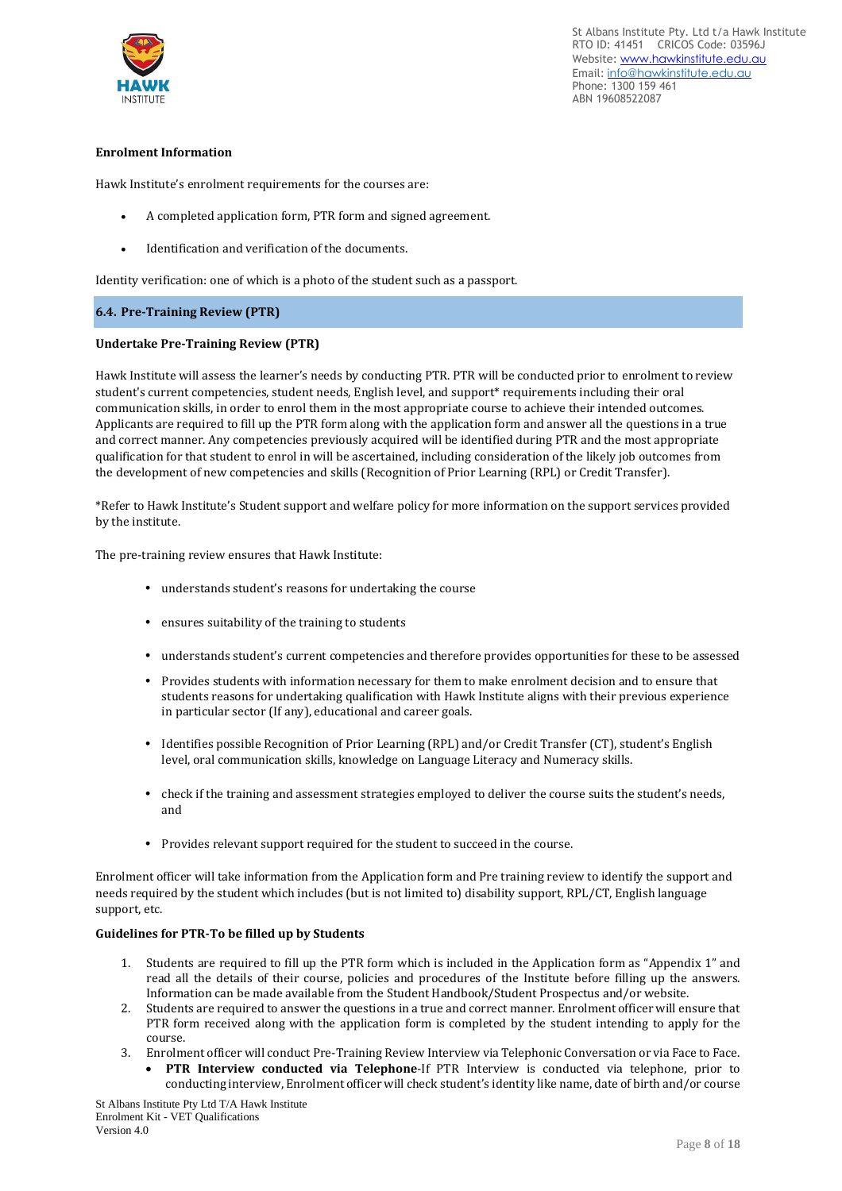**Enrolment Information**

Hawk Institute's enrolment requirements for the courses are:

- A completed application form, PTR form and signed agreement.
- Identification and verification of the documents.

Identity verification: one of which is a photo of the student such as a passport.

### 6.4. Pre-Training Review (PTR)

**Undertake Pre-Training Review (PTR)**

Hawk Institute will assess the learner's needs by conducting PTR. PTR will be conducted prior to enrolment to review student's current competencies, student needs, English level, and support* requirements including their oral communication skills, in order to enrol them in the most appropriate course to achieve their intended outcomes. Applicants are required to fill up the PTR form along with the application form and answer all the questions in a true and correct manner. Any competencies previously acquired will be identified during PTR and the most appropriate qualification for that student to enrol in will be ascertained, including consideration of the likely job outcomes from the development of new competencies and skills (Recognition of Prior Learning (RPL) or Credit Transfer).

*Refer to Hawk Institute's Student support and welfare policy for more information on the support services provided by the institute.

The pre-training review ensures that Hawk Institute:

- understands student's reasons for undertaking the course
- ensures suitability of the training to students
- understands student's current competencies and therefore provides opportunities for these to be assessed
- Provides students with information necessary for them to make enrolment decision and to ensure that students reasons for undertaking qualification with Hawk Institute aligns with their previous experience in particular sector (If any), educational and career goals.
- Identifies possible Recognition of Prior Learning (RPL) and/or Credit Transfer (CT), student's English level, oral communication skills, knowledge on Language Literacy and Numeracy skills.
- check if the training and assessment strategies employed to deliver the course suits the student's needs, and
- Provides relevant support required for the student to succeed in the course.

Enrolment officer will take information from the Application form and Pre training review to identify the support and needs required by the student which includes (but is not limited to) disability support, RPL/CT, English language support, etc.

**Guidelines for PTR-To be filled up by Students**

1. Students are required to fill up the PTR form which is included in the Application form as "Appendix 1" and read all the details of their course, policies and procedures of the Institute before filling up the answers. Information can be made available from the Student Handbook/Student Prospectus and/or website.
2. Students are required to answer the questions in a true and correct manner. Enrolment officer will ensure that PTR form received along with the application form is completed by the student intending to apply for the course.
3. Enrolment officer will conduct Pre-Training Review Interview via Telephonic Conversation or via Face to Face.
   - **PTR Interview conducted via Telephone**-If PTR Interview is conducted via telephone, prior to conducting interview, Enrolment officer will check student's identity like name, date of birth and/or course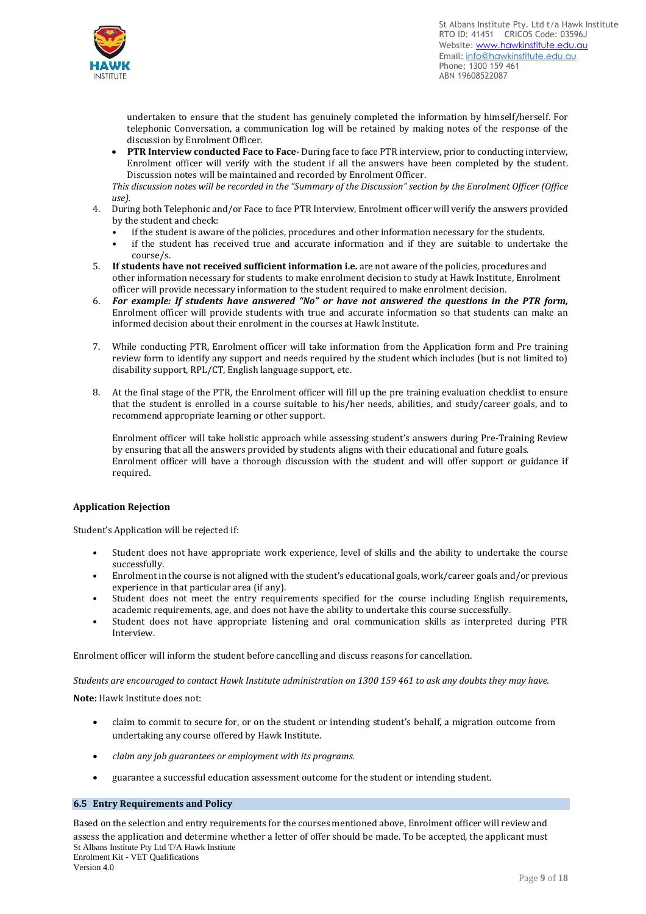undertaken to ensure that the student has genuinely completed the information by himself/herself. For telephonic Conversation, a communication log will be retained by making notes of the response of the discussion by Enrolment Officer.

- **PTR Interview conducted Face to Face-** During face to face PTR interview, prior to conducting interview, Enrolment officer will verify with the student if all the answers have been completed by the student. Discussion notes will be maintained and recorded by Enrolment Officer.

*This discussion notes will be recorded in the "Summary of the Discussion" section by the Enrolment Officer (Office use).*

4. During both Telephonic and/or Face to face PTR Interview, Enrolment officer will verify the answers provided by the student and check:
   - if the student is aware of the policies, procedures and other information necessary for the students.
   - if the student has received true and accurate information and if they are suitable to undertake the course/s.
5. **If students have not received sufficient information i.e.** are not aware of the policies, procedures and other information necessary for students to make enrolment decision to study at Hawk Institute, Enrolment officer will provide necessary information to the student required to make enrolment decision.
6. ***For example: If students have answered "No" or have not answered the questions in the PTR form,*** Enrolment officer will provide students with true and accurate information so that students can make an informed decision about their enrolment in the courses at Hawk Institute.
7. While conducting PTR, Enrolment officer will take information from the Application form and Pre training review form to identify any support and needs required by the student which includes (but is not limited to) disability support, RPL/CT, English language support, etc.
8. At the final stage of the PTR, the Enrolment officer will fill up the pre training evaluation checklist to ensure that the student is enrolled in a course suitable to his/her needs, abilities, and study/career goals, and to recommend appropriate learning or other support.

   Enrolment officer will take holistic approach while assessing student's answers during Pre-Training Review by ensuring that all the answers provided by students aligns with their educational and future goals. Enrolment officer will have a thorough discussion with the student and will offer support or guidance if required.

**Application Rejection**

Student's Application will be rejected if:

- Student does not have appropriate work experience, level of skills and the ability to undertake the course successfully.
- Enrolment in the course is not aligned with the student's educational goals, work/career goals and/or previous experience in that particular area (if any).
- Student does not meet the entry requirements specified for the course including English requirements, academic requirements, age, and does not have the ability to undertake this course successfully.
- Student does not have appropriate listening and oral communication skills as interpreted during PTR Interview.

Enrolment officer will inform the student before cancelling and discuss reasons for cancellation.

*Students are encouraged to contact Hawk Institute administration on 1300 159 461 to ask any doubts they may have.*

**Note:** Hawk Institute does not:

- claim to commit to secure for, or on the student or intending student's behalf, a migration outcome from undertaking any course offered by Hawk Institute.
- *claim any job guarantees or employment with its programs.*
- guarantee a successful education assessment outcome for the student or intending student.

## 6.5 Entry Requirements and Policy

Based on the selection and entry requirements for the courses mentioned above, Enrolment officer will review and assess the application and determine whether a letter of offer should be made. To be accepted, the applicant must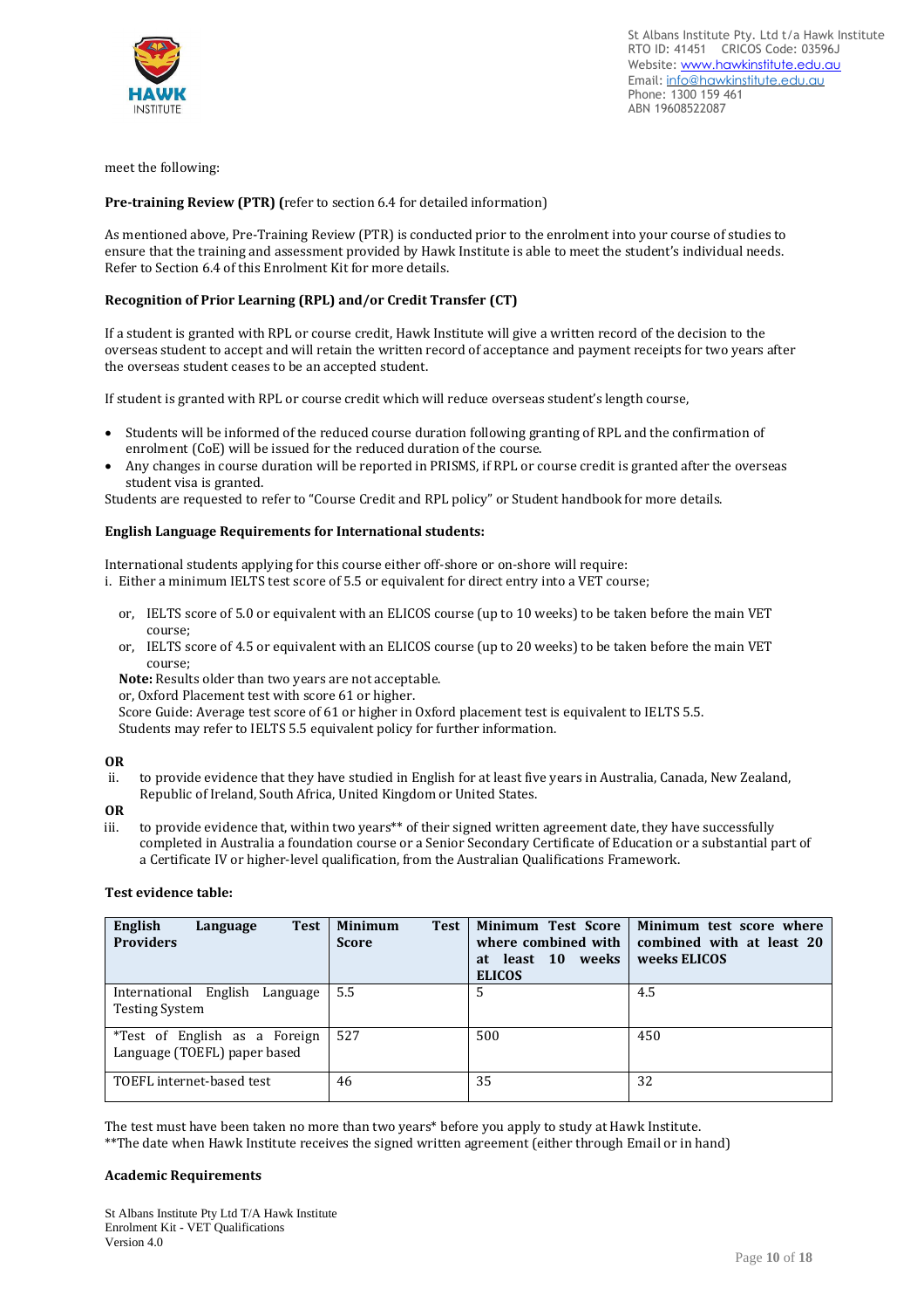meet the following:

**Pre-training Review (PTR) (**refer to section 6.4 for detailed information)

As mentioned above, Pre-Training Review (PTR) is conducted prior to the enrolment into your course of studies to ensure that the training and assessment provided by Hawk Institute is able to meet the student's individual needs. Refer to Section 6.4 of this Enrolment Kit for more details.

**Recognition of Prior Learning (RPL) and/or Credit Transfer (CT)**

If a student is granted with RPL or course credit, Hawk Institute will give a written record of the decision to the overseas student to accept and will retain the written record of acceptance and payment receipts for two years after the overseas student ceases to be an accepted student.

If student is granted with RPL or course credit which will reduce overseas student's length course,

- Students will be informed of the reduced course duration following granting of RPL and the confirmation of enrolment (CoE) will be issued for the reduced duration of the course.
- Any changes in course duration will be reported in PRISMS, if RPL or course credit is granted after the overseas student visa is granted.

Students are requested to refer to "Course Credit and RPL policy" or Student handbook for more details.

**English Language Requirements for International students:**

International students applying for this course either off-shore or on-shore will require:

i. Either a minimum IELTS test score of 5.5 or equivalent for direct entry into a VET course;

   or, IELTS score of 5.0 or equivalent with an ELICOS course (up to 10 weeks) to be taken before the main VET course;

   or, IELTS score of 4.5 or equivalent with an ELICOS course (up to 20 weeks) to be taken before the main VET course;

   **Note:** Results older than two years are not acceptable.

   or, Oxford Placement test with score 61 or higher.

   Score Guide: Average test score of 61 or higher in Oxford placement test is equivalent to IELTS 5.5.

   Students may refer to IELTS 5.5 equivalent policy for further information.

**OR**

ii. to provide evidence that they have studied in English for at least five years in Australia, Canada, New Zealand, Republic of Ireland, South Africa, United Kingdom or United States.

**OR**

iii. to provide evidence that, within two years** of their signed written agreement date, they have successfully completed in Australia a foundation course or a Senior Secondary Certificate of Education or a substantial part of a Certificate IV or higher-level qualification, from the Australian Qualifications Framework.

**Test evidence table:**

| **English Language Test Providers** | **Minimum Test Score** | **Minimum Test Score where combined with at least 10 weeks ELICOS** | **Minimum test score where combined with at least 20 weeks ELICOS** |
|---|---|---|---|
| International English Language Testing System | 5.5 | 5 | 4.5 |
| *Test of English as a Foreign Language (TOEFL) paper based | 527 | 500 | 450 |
| TOEFL internet-based test | 46 | 35 | 32 |

The test must have been taken no more than two years* before you apply to study at Hawk Institute.
**The date when Hawk Institute receives the signed written agreement (either through Email or in hand)

**Academic Requirements**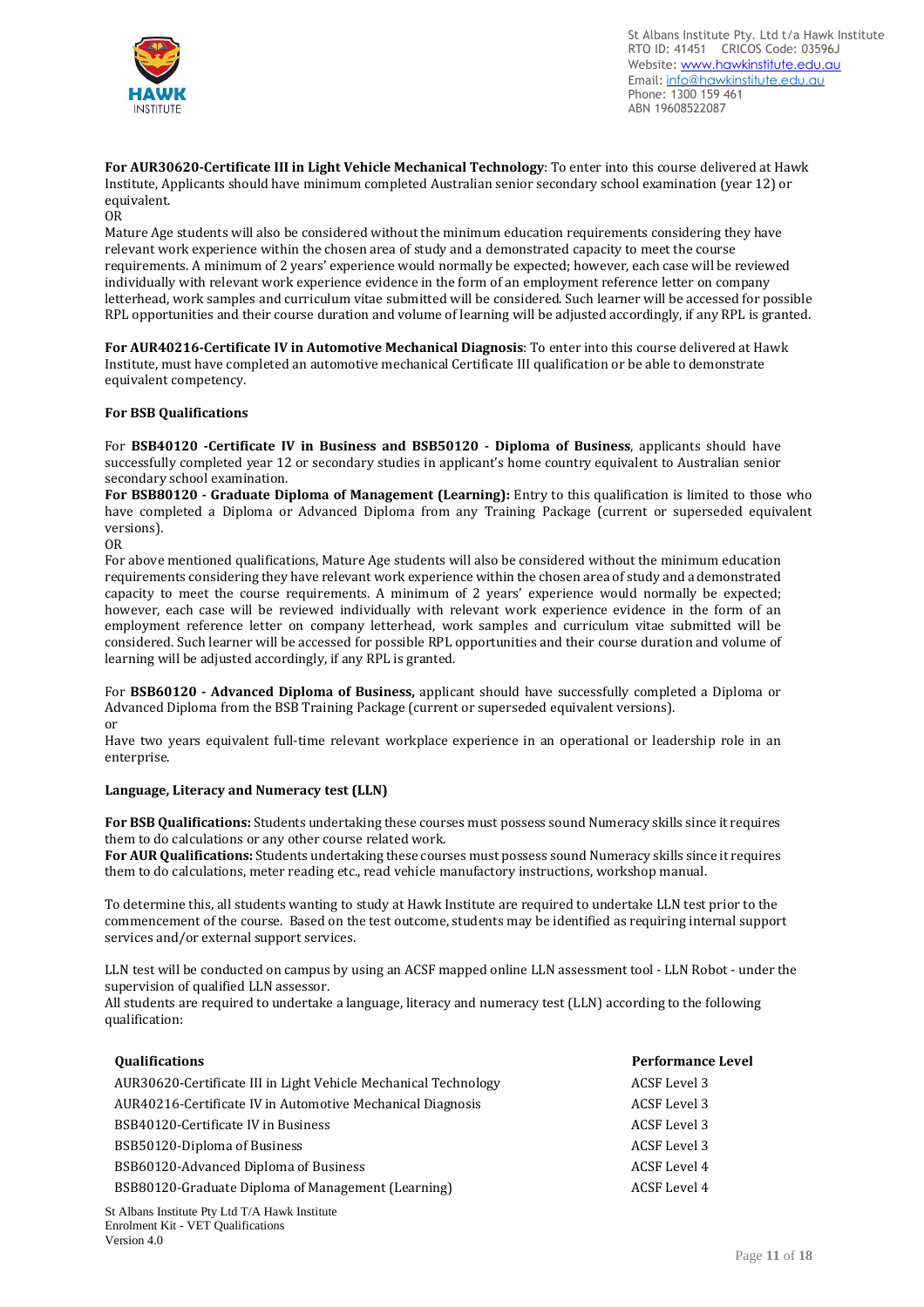**For AUR30620-Certificate III in Light Vehicle Mechanical Technology**: To enter into this course delivered at Hawk Institute, Applicants should have minimum completed Australian senior secondary school examination (year 12) or equivalent.

OR

Mature Age students will also be considered without the minimum education requirements considering they have relevant work experience within the chosen area of study and a demonstrated capacity to meet the course requirements. A minimum of 2 years' experience would normally be expected; however, each case will be reviewed individually with relevant work experience evidence in the form of an employment reference letter on company letterhead, work samples and curriculum vitae submitted will be considered. Such learner will be accessed for possible RPL opportunities and their course duration and volume of learning will be adjusted accordingly, if any RPL is granted.

**For AUR40216-Certificate IV in Automotive Mechanical Diagnosis**: To enter into this course delivered at Hawk Institute, must have completed an automotive mechanical Certificate III qualification or be able to demonstrate equivalent competency.

**For BSB Qualifications**

For **BSB40120 -Certificate IV in Business and BSB50120 - Diploma of Business**, applicants should have successfully completed year 12 or secondary studies in applicant's home country equivalent to Australian senior secondary school examination.

**For BSB80120 - Graduate Diploma of Management (Learning):** Entry to this qualification is limited to those who have completed a Diploma or Advanced Diploma from any Training Package (current or superseded equivalent versions).

OR

For above mentioned qualifications, Mature Age students will also be considered without the minimum education requirements considering they have relevant work experience within the chosen area of study and a demonstrated capacity to meet the course requirements. A minimum of 2 years' experience would normally be expected; however, each case will be reviewed individually with relevant work experience evidence in the form of an employment reference letter on company letterhead, work samples and curriculum vitae submitted will be considered. Such learner will be accessed for possible RPL opportunities and their course duration and volume of learning will be adjusted accordingly, if any RPL is granted.

For **BSB60120 - Advanced Diploma of Business,** applicant should have successfully completed a Diploma or Advanced Diploma from the BSB Training Package (current or superseded equivalent versions).

or

Have two years equivalent full-time relevant workplace experience in an operational or leadership role in an enterprise.

**Language, Literacy and Numeracy test (LLN)**

**For BSB Qualifications:** Students undertaking these courses must possess sound Numeracy skills since it requires them to do calculations or any other course related work.

**For AUR Qualifications:** Students undertaking these courses must possess sound Numeracy skills since it requires them to do calculations, meter reading etc., read vehicle manufactory instructions, workshop manual.

To determine this, all students wanting to study at Hawk Institute are required to undertake LLN test prior to the commencement of the course. Based on the test outcome, students may be identified as requiring internal support services and/or external support services.

LLN test will be conducted on campus by using an ACSF mapped online LLN assessment tool - LLN Robot - under the supervision of qualified LLN assessor.

All students are required to undertake a language, literacy and numeracy test (LLN) according to the following qualification:

| Qualifications | Performance Level |
|---|---|
| AUR30620-Certificate III in Light Vehicle Mechanical Technology | ACSF Level 3 |
| AUR40216-Certificate IV in Automotive Mechanical Diagnosis | ACSF Level 3 |
| BSB40120-Certificate IV in Business | ACSF Level 3 |
| BSB50120-Diploma of Business | ACSF Level 3 |
| BSB60120-Advanced Diploma of Business | ACSF Level 4 |
| BSB80120-Graduate Diploma of Management (Learning) | ACSF Level 4 |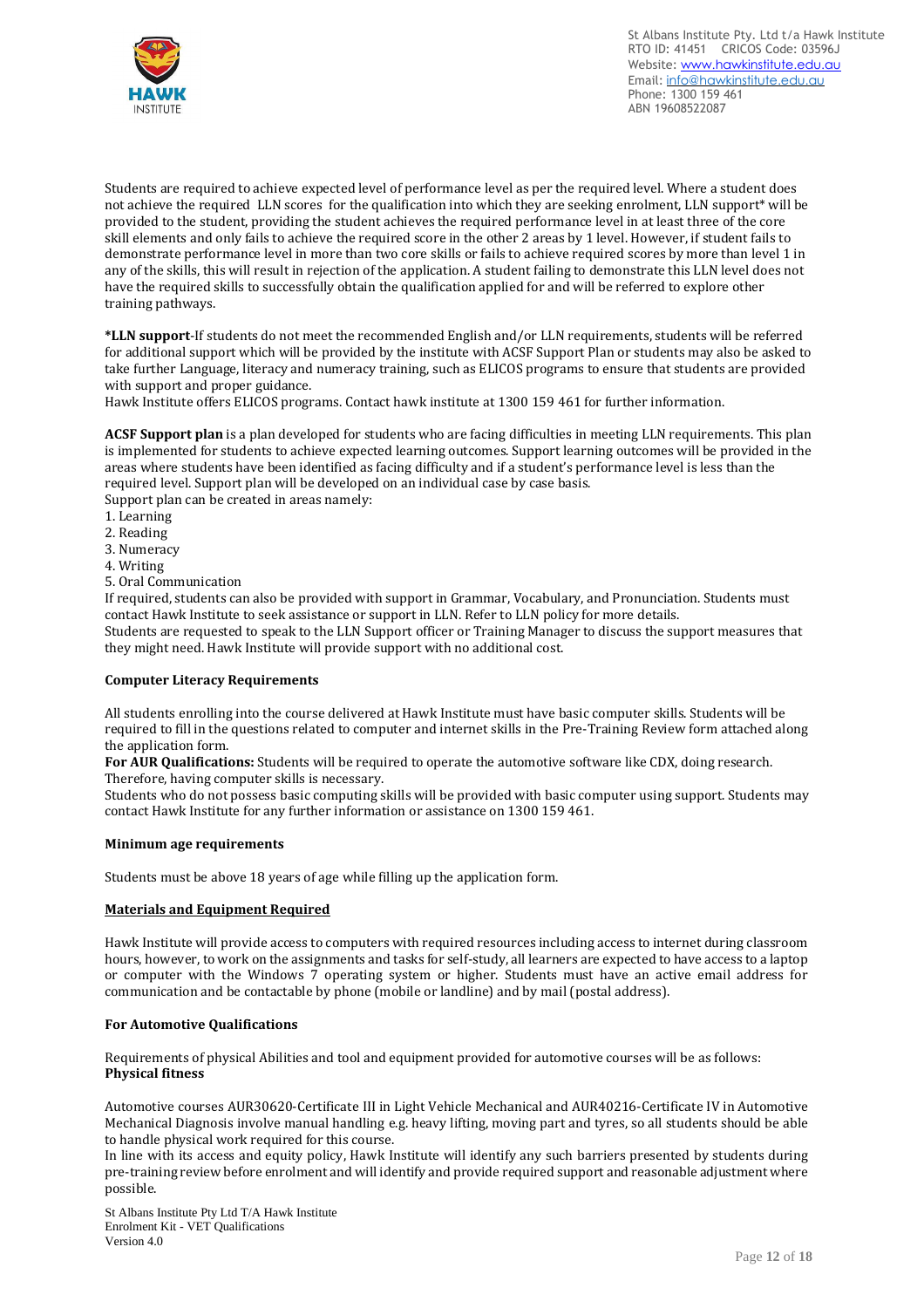Students are required to achieve expected level of performance level as per the required level. Where a student does not achieve the required LLN scores for the qualification into which they are seeking enrolment, LLN support* will be provided to the student, providing the student achieves the required performance level in at least three of the core skill elements and only fails to achieve the required score in the other 2 areas by 1 level. However, if student fails to demonstrate performance level in more than two core skills or fails to achieve required scores by more than level 1 in any of the skills, this will result in rejection of the application. A student failing to demonstrate this LLN level does not have the required skills to successfully obtain the qualification applied for and will be referred to explore other training pathways.

**\*LLN support**-If students do not meet the recommended English and/or LLN requirements, students will be referred for additional support which will be provided by the institute with ACSF Support Plan or students may also be asked to take further Language, literacy and numeracy training, such as ELICOS programs to ensure that students are provided with support and proper guidance.
Hawk Institute offers ELICOS programs. Contact hawk institute at 1300 159 461 for further information.

**ACSF Support plan** is a plan developed for students who are facing difficulties in meeting LLN requirements. This plan is implemented for students to achieve expected learning outcomes. Support learning outcomes will be provided in the areas where students have been identified as facing difficulty and if a student's performance level is less than the required level. Support plan will be developed on an individual case by case basis.
Support plan can be created in areas namely:

1. Learning
2. Reading
3. Numeracy
4. Writing
5. Oral Communication

If required, students can also be provided with support in Grammar, Vocabulary, and Pronunciation. Students must contact Hawk Institute to seek assistance or support in LLN. Refer to LLN policy for more details.
Students are requested to speak to the LLN Support officer or Training Manager to discuss the support measures that they might need. Hawk Institute will provide support with no additional cost.

**Computer Literacy Requirements**

All students enrolling into the course delivered at Hawk Institute must have basic computer skills. Students will be required to fill in the questions related to computer and internet skills in the Pre-Training Review form attached along the application form.
**For AUR Qualifications:** Students will be required to operate the automotive software like CDX, doing research. Therefore, having computer skills is necessary.
Students who do not possess basic computing skills will be provided with basic computer using support. Students may contact Hawk Institute for any further information or assistance on 1300 159 461.

**Minimum age requirements**

Students must be above 18 years of age while filling up the application form.

**Materials and Equipment Required**

Hawk Institute will provide access to computers with required resources including access to internet during classroom hours, however, to work on the assignments and tasks for self-study, all learners are expected to have access to a laptop or computer with the Windows 7 operating system or higher. Students must have an active email address for communication and be contactable by phone (mobile or landline) and by mail (postal address).

**For Automotive Qualifications**

Requirements of physical Abilities and tool and equipment provided for automotive courses will be as follows:
**Physical fitness**

Automotive courses AUR30620-Certificate III in Light Vehicle Mechanical and AUR40216-Certificate IV in Automotive Mechanical Diagnosis involve manual handling e.g. heavy lifting, moving part and tyres, so all students should be able to handle physical work required for this course.
In line with its access and equity policy, Hawk Institute will identify any such barriers presented by students during pre-training review before enrolment and will identify and provide required support and reasonable adjustment where possible.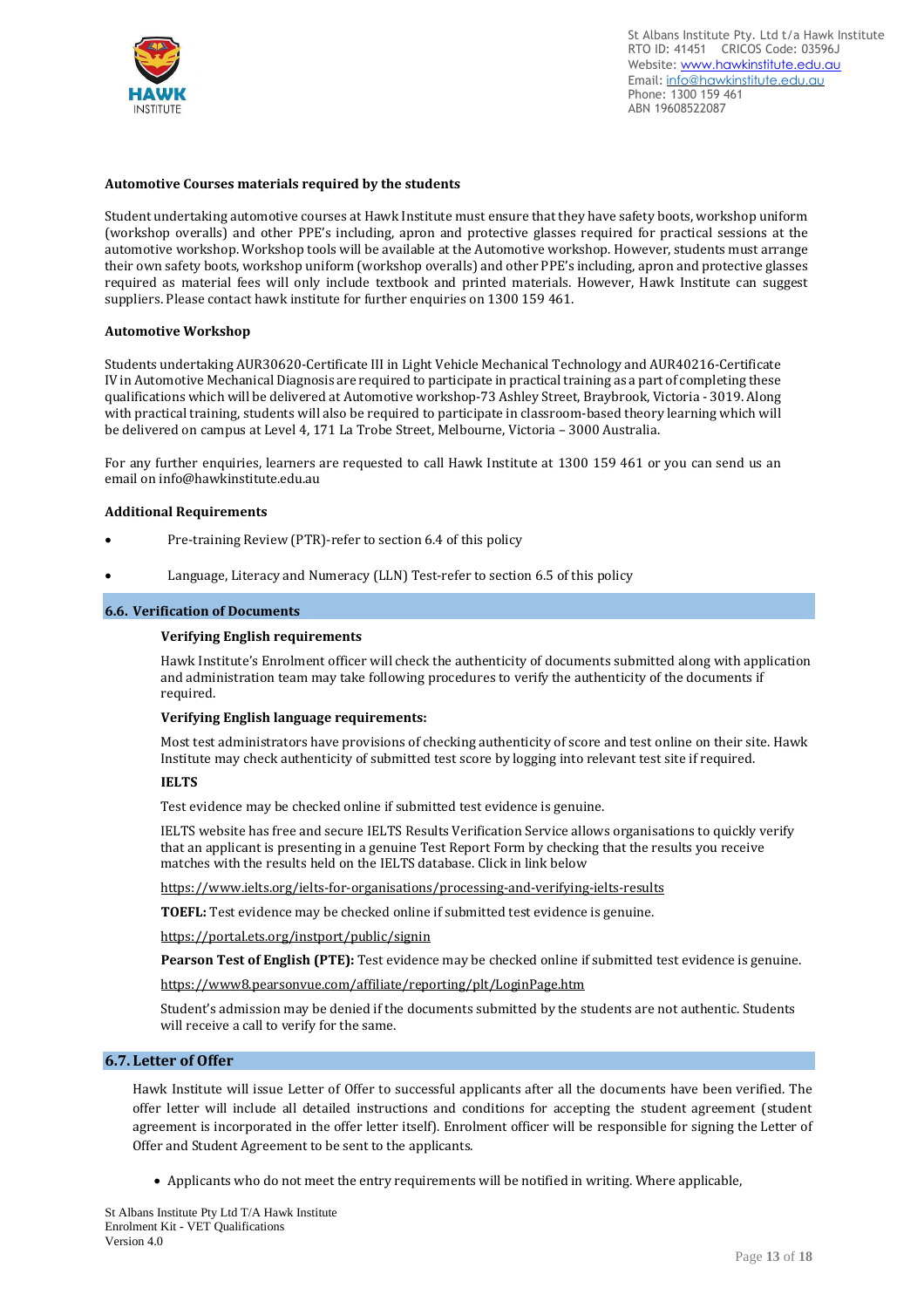**Automotive Courses materials required by the students**

Student undertaking automotive courses at Hawk Institute must ensure that they have safety boots, workshop uniform (workshop overalls) and other PPE's including, apron and protective glasses required for practical sessions at the automotive workshop. Workshop tools will be available at the Automotive workshop. However, students must arrange their own safety boots, workshop uniform (workshop overalls) and other PPE's including, apron and protective glasses required as material fees will only include textbook and printed materials. However, Hawk Institute can suggest suppliers. Please contact hawk institute for further enquiries on 1300 159 461.

**Automotive Workshop**

Students undertaking AUR30620-Certificate III in Light Vehicle Mechanical Technology and AUR40216-Certificate IV in Automotive Mechanical Diagnosis are required to participate in practical training as a part of completing these qualifications which will be delivered at Automotive workshop-73 Ashley Street, Braybrook, Victoria - 3019. Along with practical training, students will also be required to participate in classroom-based theory learning which will be delivered on campus at Level 4, 171 La Trobe Street, Melbourne, Victoria – 3000 Australia.

For any further enquiries, learners are requested to call Hawk Institute at 1300 159 461 or you can send us an email on info@hawkinstitute.edu.au

**Additional Requirements**

- Pre-training Review (PTR)-refer to section 6.4 of this policy
- Language, Literacy and Numeracy (LLN) Test-refer to section 6.5 of this policy

## 6.6. Verification of Documents

**Verifying English requirements**

Hawk Institute's Enrolment officer will check the authenticity of documents submitted along with application and administration team may take following procedures to verify the authenticity of the documents if required.

**Verifying English language requirements:**

Most test administrators have provisions of checking authenticity of score and test online on their site. Hawk Institute may check authenticity of submitted test score by logging into relevant test site if required.

**IELTS**

Test evidence may be checked online if submitted test evidence is genuine.

IELTS website has free and secure IELTS Results Verification Service allows organisations to quickly verify that an applicant is presenting in a genuine Test Report Form by checking that the results you receive matches with the results held on the IELTS database. Click in link below

https://www.ielts.org/ielts-for-organisations/processing-and-verifying-ielts-results

**TOEFL:** Test evidence may be checked online if submitted test evidence is genuine.

https://portal.ets.org/instport/public/signin

**Pearson Test of English (PTE):** Test evidence may be checked online if submitted test evidence is genuine.

https://www8.pearsonvue.com/affiliate/reporting/plt/LoginPage.htm

Student's admission may be denied if the documents submitted by the students are not authentic. Students will receive a call to verify for the same.

## 6.7. Letter of Offer

Hawk Institute will issue Letter of Offer to successful applicants after all the documents have been verified. The offer letter will include all detailed instructions and conditions for accepting the student agreement (student agreement is incorporated in the offer letter itself). Enrolment officer will be responsible for signing the Letter of Offer and Student Agreement to be sent to the applicants.

- Applicants who do not meet the entry requirements will be notified in writing. Where applicable,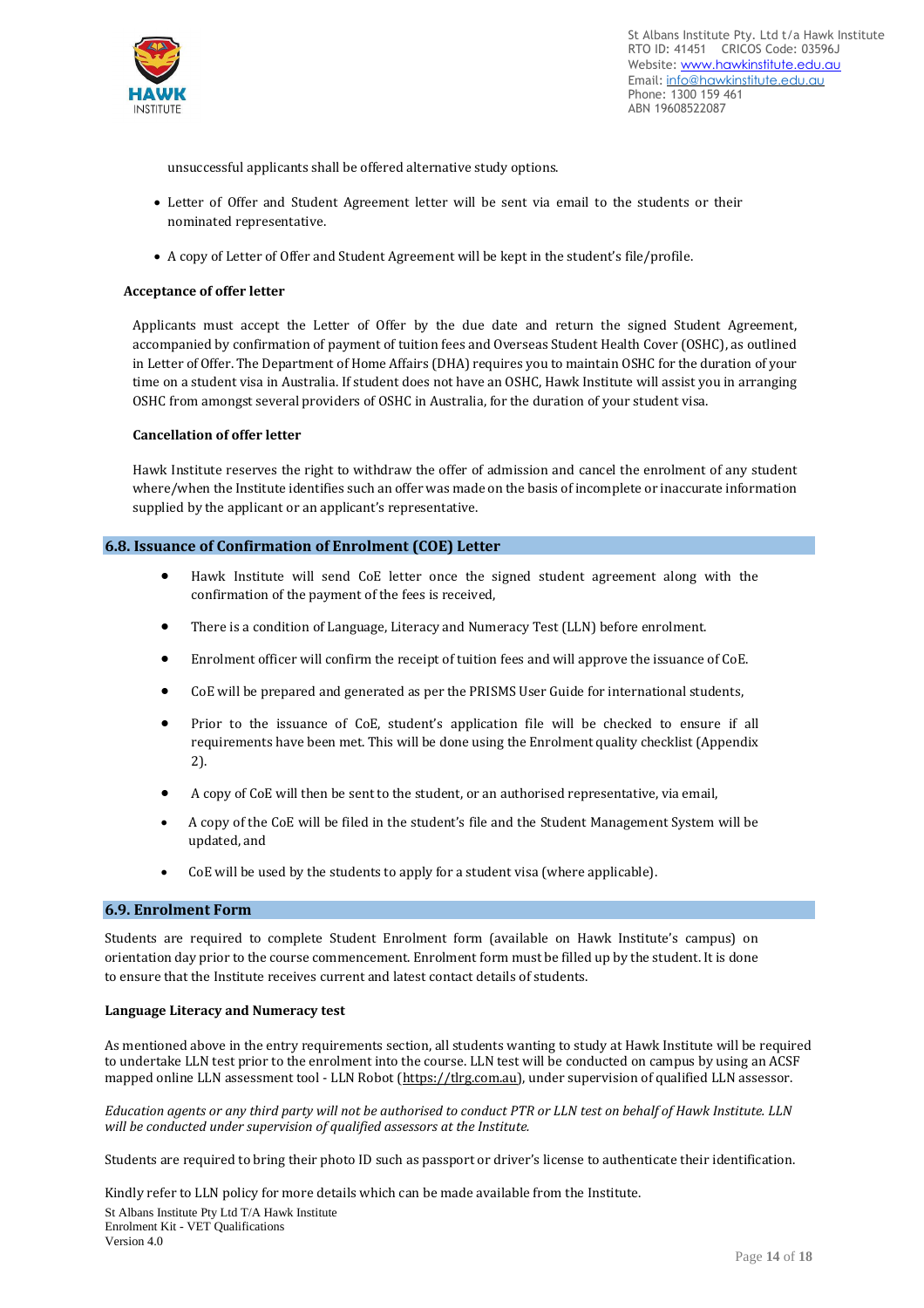unsuccessful applicants shall be offered alternative study options.

- Letter of Offer and Student Agreement letter will be sent via email to the students or their nominated representative.
- A copy of Letter of Offer and Student Agreement will be kept in the student's file/profile.

**Acceptance of offer letter**

Applicants must accept the Letter of Offer by the due date and return the signed Student Agreement, accompanied by confirmation of payment of tuition fees and Overseas Student Health Cover (OSHC), as outlined in Letter of Offer. The Department of Home Affairs (DHA) requires you to maintain OSHC for the duration of your time on a student visa in Australia. If student does not have an OSHC, Hawk Institute will assist you in arranging OSHC from amongst several providers of OSHC in Australia, for the duration of your student visa.

**Cancellation of offer letter**

Hawk Institute reserves the right to withdraw the offer of admission and cancel the enrolment of any student where/when the Institute identifies such an offer was made on the basis of incomplete or inaccurate information supplied by the applicant or an applicant's representative.

## 6.8. Issuance of Confirmation of Enrolment (COE) Letter

- Hawk Institute will send CoE letter once the signed student agreement along with the confirmation of the payment of the fees is received,
- There is a condition of Language, Literacy and Numeracy Test (LLN) before enrolment.
- Enrolment officer will confirm the receipt of tuition fees and will approve the issuance of CoE.
- CoE will be prepared and generated as per the PRISMS User Guide for international students,
- Prior to the issuance of CoE, student's application file will be checked to ensure if all requirements have been met. This will be done using the Enrolment quality checklist (Appendix 2).
- A copy of CoE will then be sent to the student, or an authorised representative, via email,
- A copy of the CoE will be filed in the student's file and the Student Management System will be updated, and
- CoE will be used by the students to apply for a student visa (where applicable).

## 6.9. Enrolment Form

Students are required to complete Student Enrolment form (available on Hawk Institute's campus) on orientation day prior to the course commencement. Enrolment form must be filled up by the student. It is done to ensure that the Institute receives current and latest contact details of students.

**Language Literacy and Numeracy test**

As mentioned above in the entry requirements section, all students wanting to study at Hawk Institute will be required to undertake LLN test prior to the enrolment into the course. LLN test will be conducted on campus by using an ACSF mapped online LLN assessment tool - LLN Robot (https://tlrg.com.au), under supervision of qualified LLN assessor.

*Education agents or any third party will not be authorised to conduct PTR or LLN test on behalf of Hawk Institute. LLN will be conducted under supervision of qualified assessors at the Institute.*

Students are required to bring their photo ID such as passport or driver's license to authenticate their identification.

Kindly refer to LLN policy for more details which can be made available from the Institute.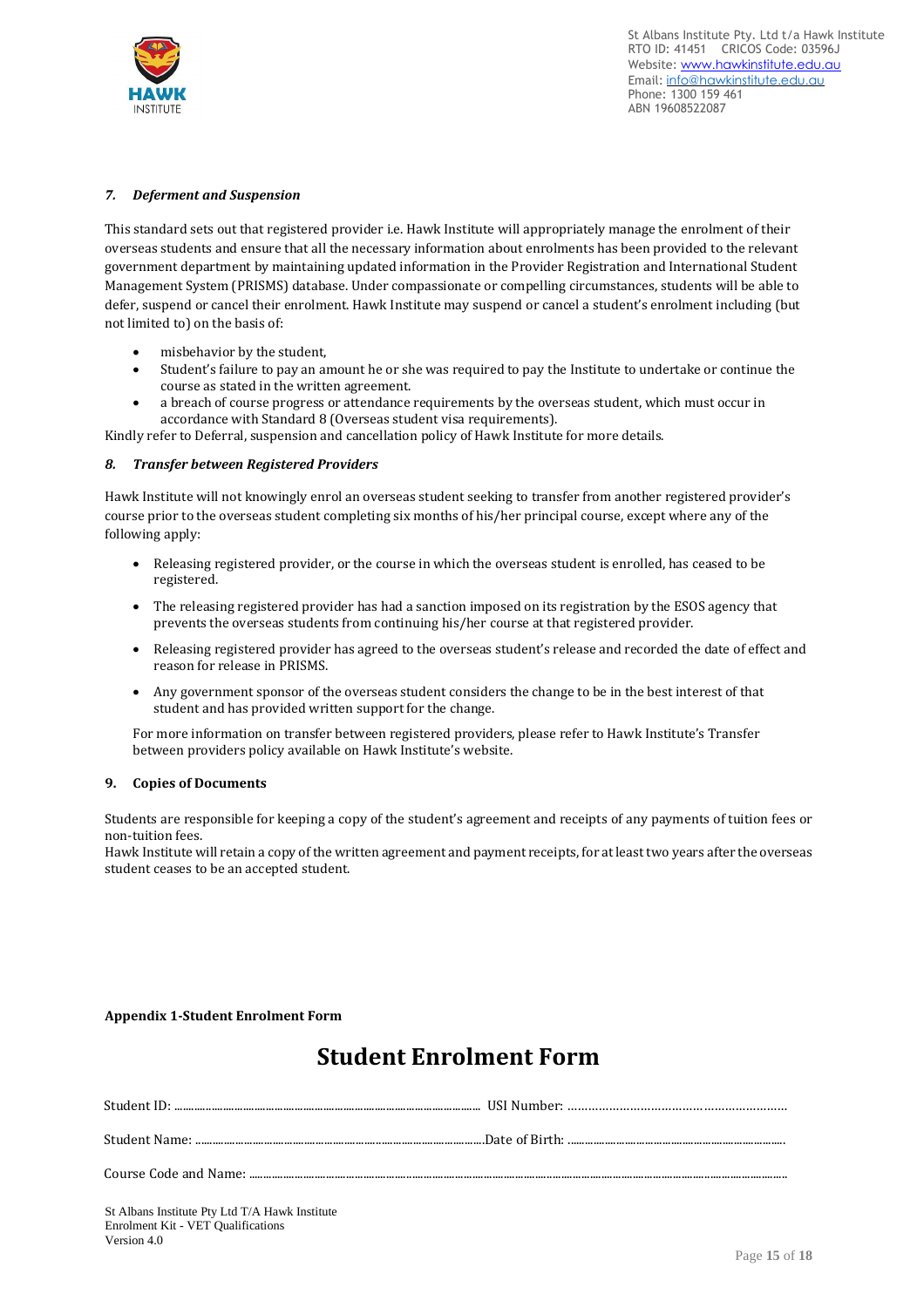### *7. Deferment and Suspension*

This standard sets out that registered provider i.e. Hawk Institute will appropriately manage the enrolment of their overseas students and ensure that all the necessary information about enrolments has been provided to the relevant government department by maintaining updated information in the Provider Registration and International Student Management System (PRISMS) database. Under compassionate or compelling circumstances, students will be able to defer, suspend or cancel their enrolment. Hawk Institute may suspend or cancel a student's enrolment including (but not limited to) on the basis of:

- misbehavior by the student,
- Student's failure to pay an amount he or she was required to pay the Institute to undertake or continue the course as stated in the written agreement.
- a breach of course progress or attendance requirements by the overseas student, which must occur in accordance with Standard 8 (Overseas student visa requirements).

Kindly refer to Deferral, suspension and cancellation policy of Hawk Institute for more details.

### *8. Transfer between Registered Providers*

Hawk Institute will not knowingly enrol an overseas student seeking to transfer from another registered provider's course prior to the overseas student completing six months of his/her principal course, except where any of the following apply:

- Releasing registered provider, or the course in which the overseas student is enrolled, has ceased to be registered.
- The releasing registered provider has had a sanction imposed on its registration by the ESOS agency that prevents the overseas students from continuing his/her course at that registered provider.
- Releasing registered provider has agreed to the overseas student's release and recorded the date of effect and reason for release in PRISMS.
- Any government sponsor of the overseas student considers the change to be in the best interest of that student and has provided written support for the change.

For more information on transfer between registered providers, please refer to Hawk Institute's Transfer between providers policy available on Hawk Institute's website.

### 9. Copies of Documents

Students are responsible for keeping a copy of the student's agreement and receipts of any payments of tuition fees or non-tuition fees.
Hawk Institute will retain a copy of the written agreement and payment receipts, for at least two years after the overseas student ceases to be an accepted student.

**Appendix 1-Student Enrolment Form**

# Student Enrolment Form

Student ID: ........................................................................................................ USI Number: ..........................................................

Student Name: ..................................................................................................Date of Birth: .............................................................................

Course Code and Name: ..........................................................................................................................................................................................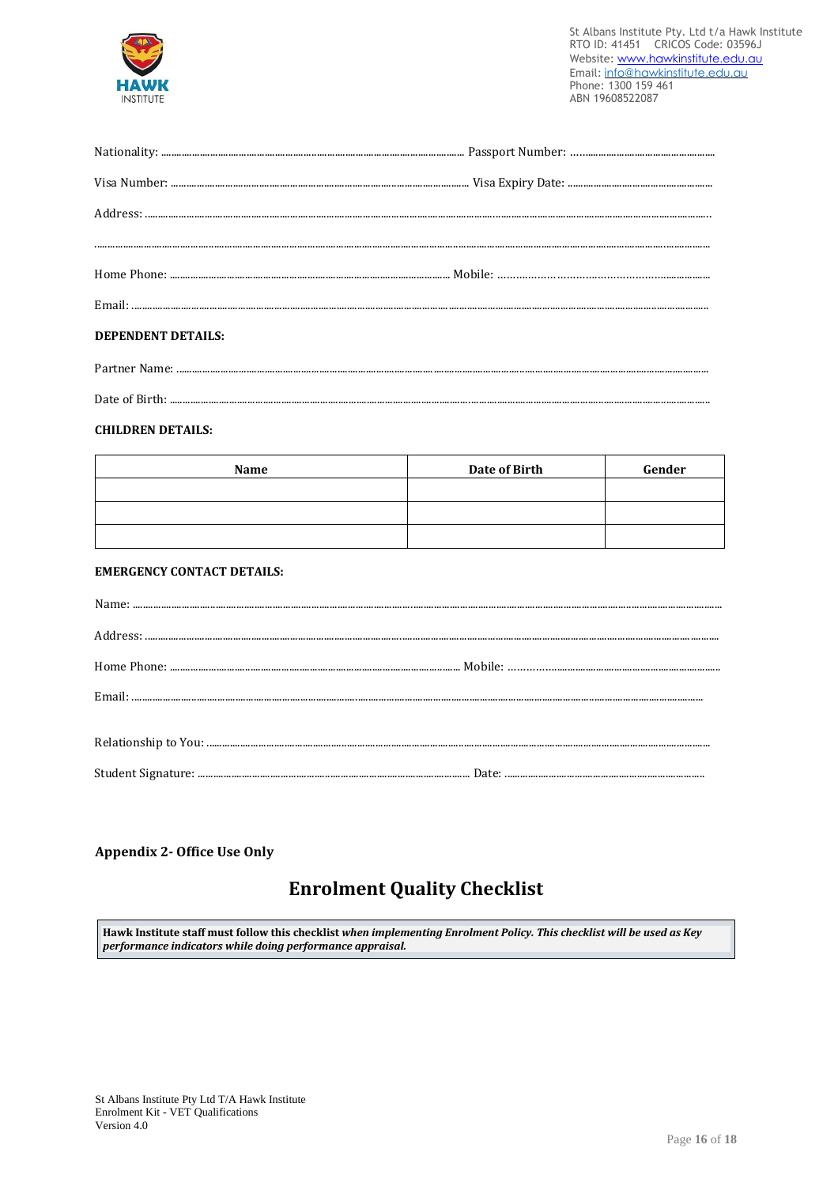Nationality: ................................................................. Passport Number: .................................................

Visa Number: ................................................................. Visa Expiry Date: .................................................

Address: ..........................................................................................................................................................

..........................................................................................................................................................................

Home Phone: ................................................................. Mobile: .................................................

Email: ..............................................................................................................................................................

**DEPENDENT DETAILS:**

Partner Name: ................................................................................................................................................

Date of Birth: ..................................................................................................................................................

**CHILDREN DETAILS:**

| Name | Date of Birth | Gender |
| --- | --- | --- |
| | | |
| | | |
| | | |

**EMERGENCY CONTACT DETAILS:**

Name: ..............................................................................................................................................................

Address: ..........................................................................................................................................................

Home Phone: ................................................................. Mobile: .................................................

Email: ..............................................................................................................................................................

Relationship to You: ......................................................................................................................................

Student Signature: ................................................................. Date: .................................................

**Appendix 2- Office Use Only**

# Enrolment Quality Checklist

**Hawk Institute staff must follow this checklist *when implementing Enrolment Policy. This checklist will be used as Key performance indicators while doing performance appraisal.***

St Albans Institute Pty Ltd T/A Hawk Institute
Enrolment Kit - VET Qualifications
Version 4.0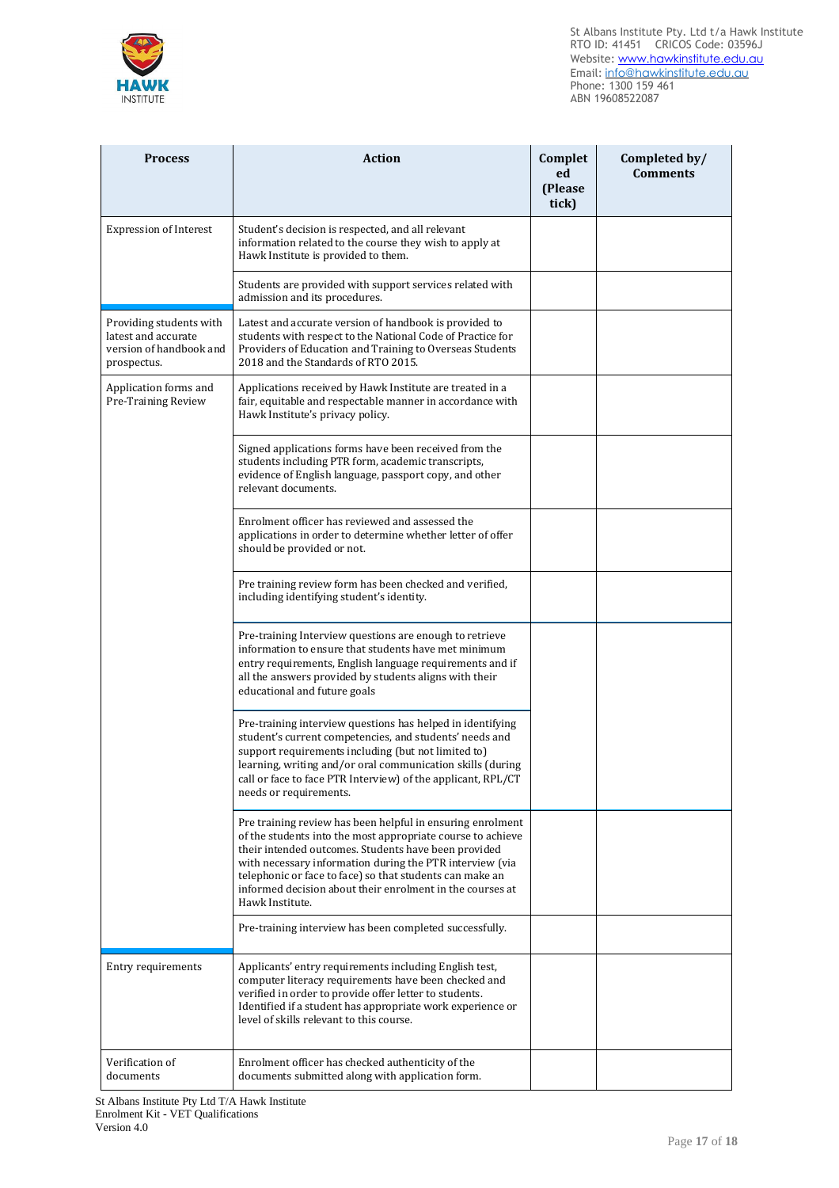| Process | Action | Completed (Please tick) | Completed by/ Comments |
|---|---|---|---|
| Expression of Interest | Student's decision is respected, and all relevant information related to the course they wish to apply at Hawk Institute is provided to them. | | |
| | Students are provided with support services related with admission and its procedures. | | |
| Providing students with latest and accurate version of handbook and prospectus. | Latest and accurate version of handbook is provided to students with respect to the National Code of Practice for Providers of Education and Training to Overseas Students 2018 and the Standards of RTO 2015. | | |
| Application forms and Pre-Training Review | Applications received by Hawk Institute are treated in a fair, equitable and respectable manner in accordance with Hawk Institute's privacy policy. | | |
| | Signed applications forms have been received from the students including PTR form, academic transcripts, evidence of English language, passport copy, and other relevant documents. | | |
| | Enrolment officer has reviewed and assessed the applications in order to determine whether letter of offer should be provided or not. | | |
| | Pre training review form has been checked and verified, including identifying student's identity. | | |
| | Pre-training Interview questions are enough to retrieve information to ensure that students have met minimum entry requirements, English language requirements and if all the answers provided by students aligns with their educational and future goals | | |
| | Pre-training interview questions has helped in identifying student's current competencies, and students' needs and support requirements including (but not limited to) learning, writing and/or oral communication skills (during call or face to face PTR Interview) of the applicant, RPL/CT needs or requirements. | | |
| | Pre training review has been helpful in ensuring enrolment of the students into the most appropriate course to achieve their intended outcomes. Students have been provided with necessary information during the PTR interview (via telephonic or face to face) so that students can make an informed decision about their enrolment in the courses at Hawk Institute. | | |
| | Pre-training interview has been completed successfully. | | |
| Entry requirements | Applicants' entry requirements including English test, computer literacy requirements have been checked and verified in order to provide offer letter to students. Identified if a student has appropriate work experience or level of skills relevant to this course. | | |
| Verification of documents | Enrolment officer has checked authenticity of the documents submitted along with application form. | | |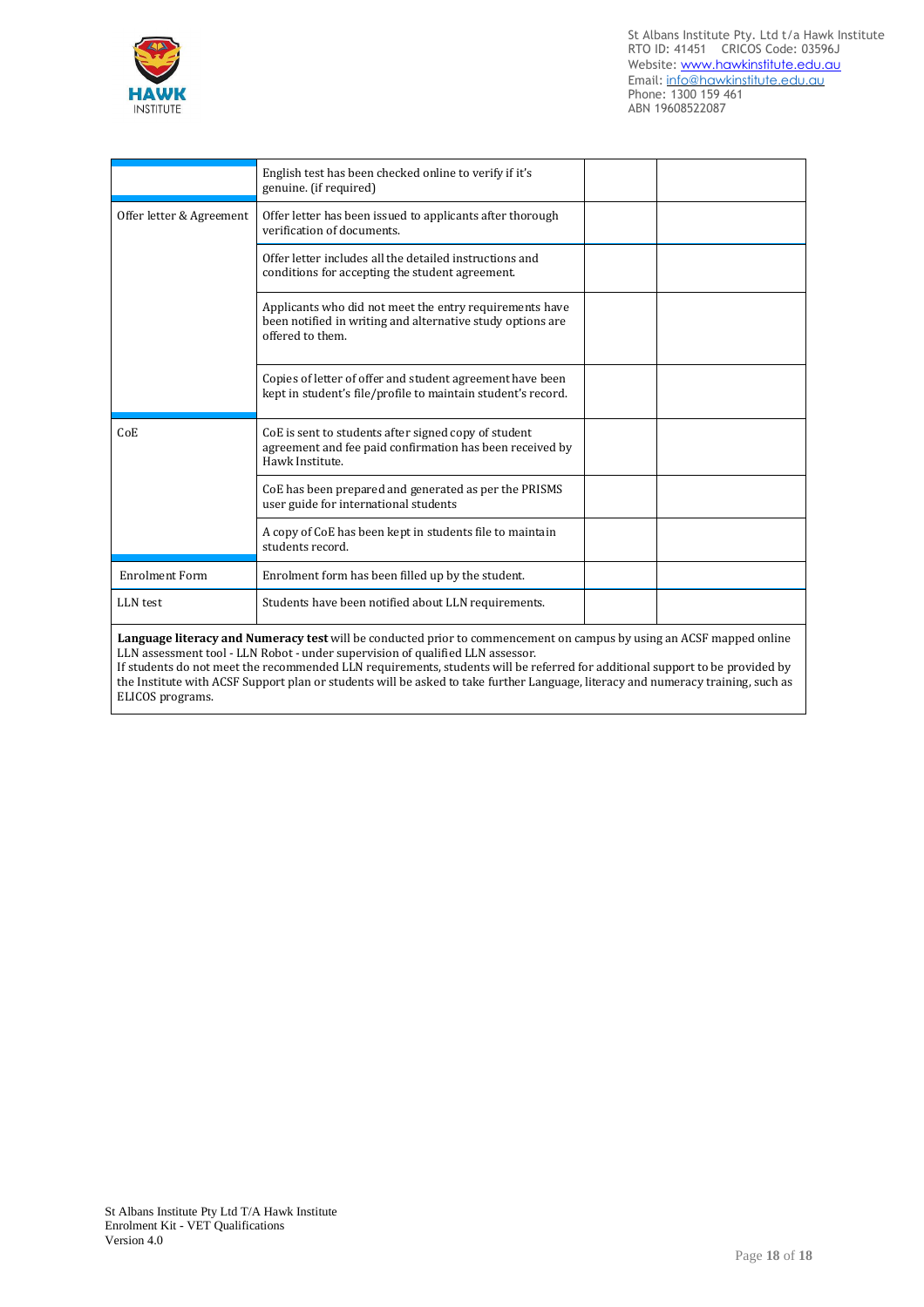| | | | |
|---|---|---|---|
| | English test has been checked online to verify if it's genuine. (if required) | | |
| Offer letter & Agreement | Offer letter has been issued to applicants after thorough verification of documents. | | |
| | Offer letter includes all the detailed instructions and conditions for accepting the student agreement. | | |
| | Applicants who did not meet the entry requirements have been notified in writing and alternative study options are offered to them. | | |
| | Copies of letter of offer and student agreement have been kept in student's file/profile to maintain student's record. | | |
| CoE | CoE is sent to students after signed copy of student agreement and fee paid confirmation has been received by Hawk Institute. | | |
| | CoE has been prepared and generated as per the PRISMS user guide for international students | | |
| | A copy of CoE has been kept in students file to maintain students record. | | |
| Enrolment Form | Enrolment form has been filled up by the student. | | |
| LLN test | Students have been notified about LLN requirements. | | |

**Language literacy and Numeracy test** will be conducted prior to commencement on campus by using an ACSF mapped online LLN assessment tool - LLN Robot - under supervision of qualified LLN assessor.
If students do not meet the recommended LLN requirements, students will be referred for additional support to be provided by the Institute with ACSF Support plan or students will be asked to take further Language, literacy and numeracy training, such as ELICOS programs.